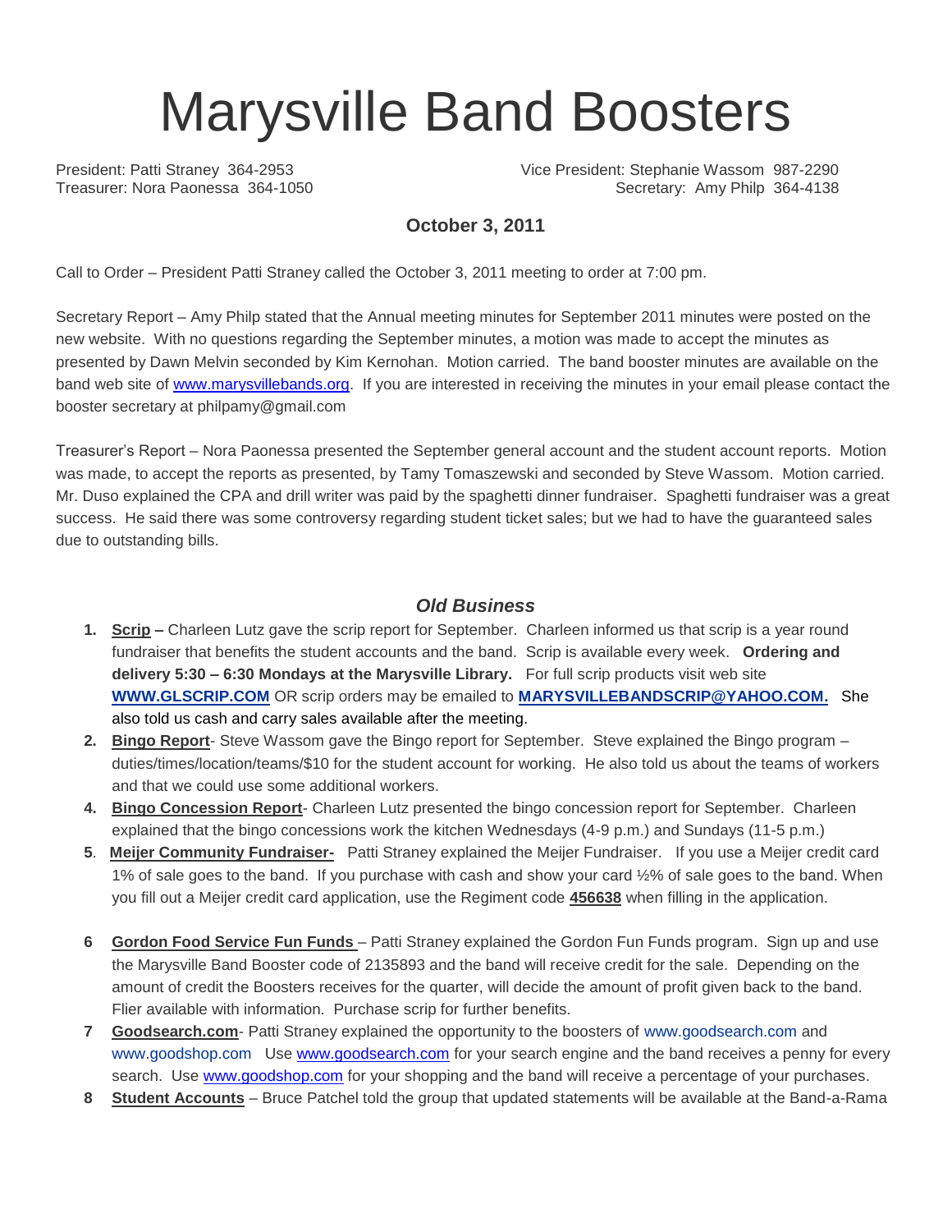# Marysville Band Boosters

President: Patti Straney 364-2953
Vice President: Stephanie Wassom 987-2290
Treasurer: Nora Paonessa 364-1050
Secretary: Amy Philp 364-4138

### October 3, 2011

Call to Order – President Patti Straney called the October 3, 2011 meeting to order at 7:00 pm.

Secretary Report – Amy Philp stated that the Annual meeting minutes for September 2011 minutes were posted on the new website. With no questions regarding the September minutes, a motion was made to accept the minutes as presented by Dawn Melvin seconded by Kim Kernohan. Motion carried. The band booster minutes are available on the band web site of www.marysvillebands.org. If you are interested in receiving the minutes in your email please contact the booster secretary at philpamy@gmail.com

Treasurer's Report – Nora Paonessa presented the September general account and the student account reports. Motion was made, to accept the reports as presented, by Tamy Tomaszewski and seconded by Steve Wassom. Motion carried. Mr. Duso explained the CPA and drill writer was paid by the spaghetti dinner fundraiser. Spaghetti fundraiser was a great success. He said there was some controversy regarding student ticket sales; but we had to have the guaranteed sales due to outstanding bills.

### *Old Business*

1. **Scrip –** Charleen Lutz gave the scrip report for September. Charleen informed us that scrip is a year round fundraiser that benefits the student accounts and the band. Scrip is available every week. **Ordering and delivery 5:30 – 6:30 Mondays at the Marysville Library.** For full scrip products visit web site **WWW.GLSCRIP.COM** OR scrip orders may be emailed to **MARYSVILLEBANDSCRIP@YAHOO.COM.** She also told us cash and carry sales available after the meeting.
2. **Bingo Report**- Steve Wassom gave the Bingo report for September. Steve explained the Bingo program – duties/times/location/teams/$10 for the student account for working. He also told us about the teams of workers and that we could use some additional workers.
4. **Bingo Concession Report**- Charleen Lutz presented the bingo concession report for September. Charleen explained that the bingo concessions work the kitchen Wednesdays (4-9 p.m.) and Sundays (11-5 p.m.)
5. **Meijer Community Fundraiser-** Patti Straney explained the Meijer Fundraiser. If you use a Meijer credit card 1% of sale goes to the band. If you purchase with cash and show your card ½% of sale goes to the band. When you fill out a Meijer credit card application, use the Regiment code **456638** when filling in the application.
6 **Gordon Food Service Fun Funds** – Patti Straney explained the Gordon Fun Funds program. Sign up and use the Marysville Band Booster code of 2135893 and the band will receive credit for the sale. Depending on the amount of credit the Boosters receives for the quarter, will decide the amount of profit given back to the band. Flier available with information. Purchase scrip for further benefits.
7 **Goodsearch.com**- Patti Straney explained the opportunity to the boosters of www.goodsearch.com and www.goodshop.com Use www.goodsearch.com for your search engine and the band receives a penny for every search. Use www.goodshop.com for your shopping and the band will receive a percentage of your purchases.
8 **Student Accounts** – Bruce Patchel told the group that updated statements will be available at the Band-a-Rama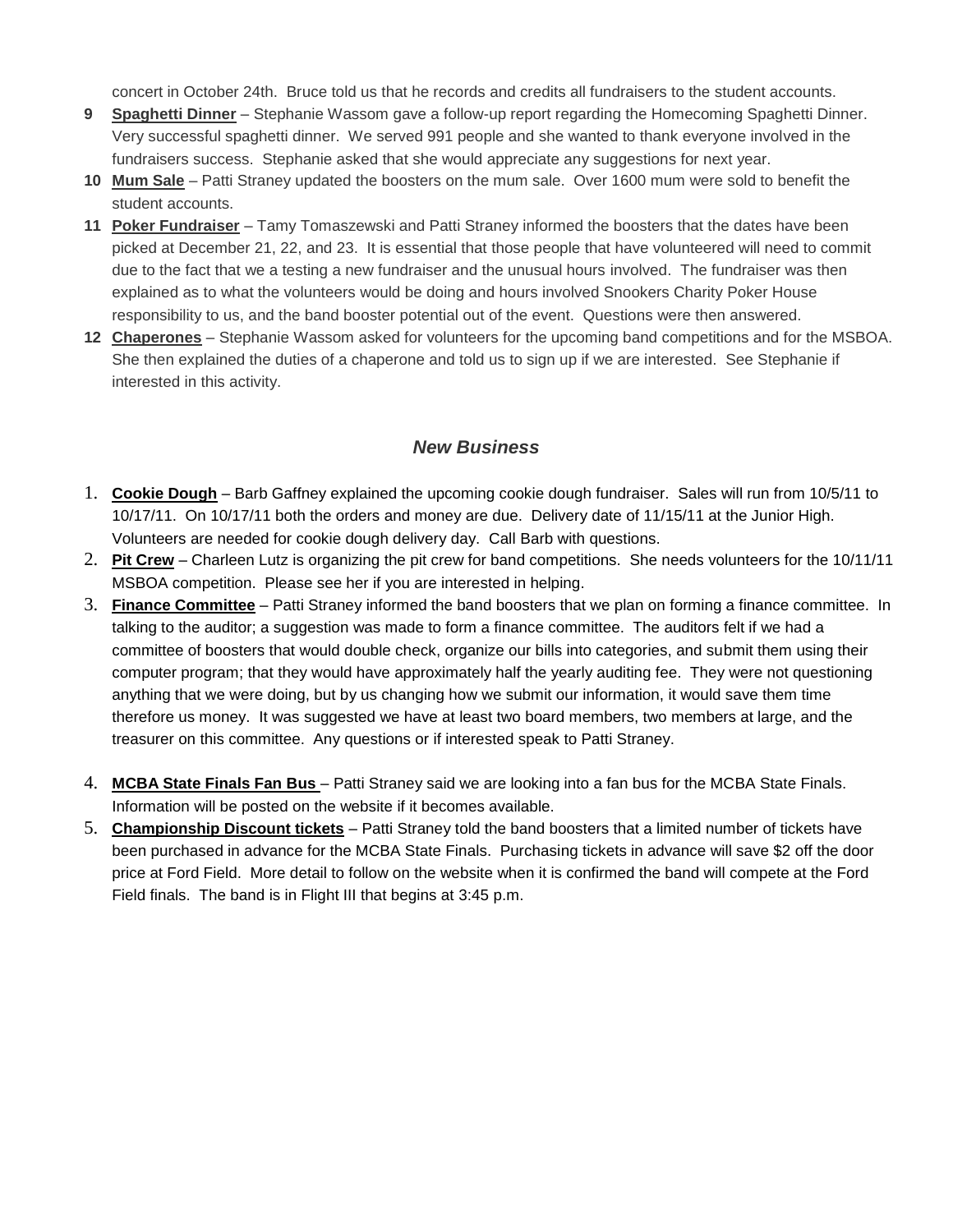concert in October 24th. Bruce told us that he records and credits all fundraisers to the student accounts.

9. **Spaghetti Dinner** – Stephanie Wassom gave a follow-up report regarding the Homecoming Spaghetti Dinner. Very successful spaghetti dinner. We served 991 people and she wanted to thank everyone involved in the fundraisers success. Stephanie asked that she would appreciate any suggestions for next year.
10. **Mum Sale** – Patti Straney updated the boosters on the mum sale. Over 1600 mum were sold to benefit the student accounts.
11. **Poker Fundraiser** – Tamy Tomaszewski and Patti Straney informed the boosters that the dates have been picked at December 21, 22, and 23. It is essential that those people that have volunteered will need to commit due to the fact that we a testing a new fundraiser and the unusual hours involved. The fundraiser was then explained as to what the volunteers would be doing and hours involved Snookers Charity Poker House responsibility to us, and the band booster potential out of the event. Questions were then answered.
12. **Chaperones** – Stephanie Wassom asked for volunteers for the upcoming band competitions and for the MSBOA. She then explained the duties of a chaperone and told us to sign up if we are interested. See Stephanie if interested in this activity.

## *New Business*

1. **Cookie Dough** – Barb Gaffney explained the upcoming cookie dough fundraiser. Sales will run from 10/5/11 to 10/17/11. On 10/17/11 both the orders and money are due. Delivery date of 11/15/11 at the Junior High. Volunteers are needed for cookie dough delivery day. Call Barb with questions.
2. **Pit Crew** – Charleen Lutz is organizing the pit crew for band competitions. She needs volunteers for the 10/11/11 MSBOA competition. Please see her if you are interested in helping.
3. **Finance Committee** – Patti Straney informed the band boosters that we plan on forming a finance committee. In talking to the auditor; a suggestion was made to form a finance committee. The auditors felt if we had a committee of boosters that would double check, organize our bills into categories, and submit them using their computer program; that they would have approximately half the yearly auditing fee. They were not questioning anything that we were doing, but by us changing how we submit our information, it would save them time therefore us money. It was suggested we have at least two board members, two members at large, and the treasurer on this committee. Any questions or if interested speak to Patti Straney.

4. **MCBA State Finals Fan Bus** – Patti Straney said we are looking into a fan bus for the MCBA State Finals. Information will be posted on the website if it becomes available.
5. **Championship Discount tickets** – Patti Straney told the band boosters that a limited number of tickets have been purchased in advance for the MCBA State Finals. Purchasing tickets in advance will save $2 off the door price at Ford Field. More detail to follow on the website when it is confirmed the band will compete at the Ford Field finals. The band is in Flight III that begins at 3:45 p.m.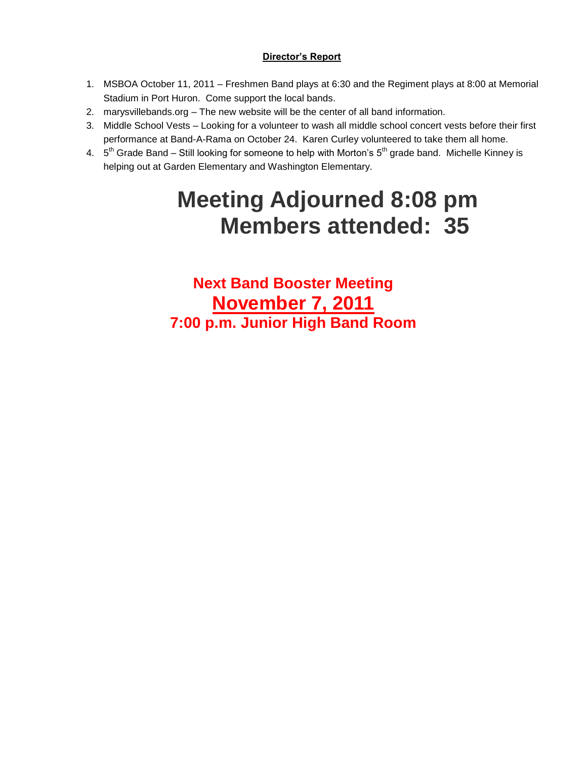**Director's Report**

1. MSBOA October 11, 2011 – Freshmen Band plays at 6:30 and the Regiment plays at 8:00 at Memorial Stadium in Port Huron. Come support the local bands.
2. marysvillebands.org – The new website will be the center of all band information.
3. Middle School Vests – Looking for a volunteer to wash all middle school concert vests before their first performance at Band-A-Rama on October 24. Karen Curley volunteered to take them all home.
4. 5th Grade Band – Still looking for someone to help with Morton's 5th grade band. Michelle Kinney is helping out at Garden Elementary and Washington Elementary.

# Meeting Adjourned 8:08 pm
# Members attended: 35

## Next Band Booster Meeting
## November 7, 2011
## 7:00 p.m. Junior High Band Room